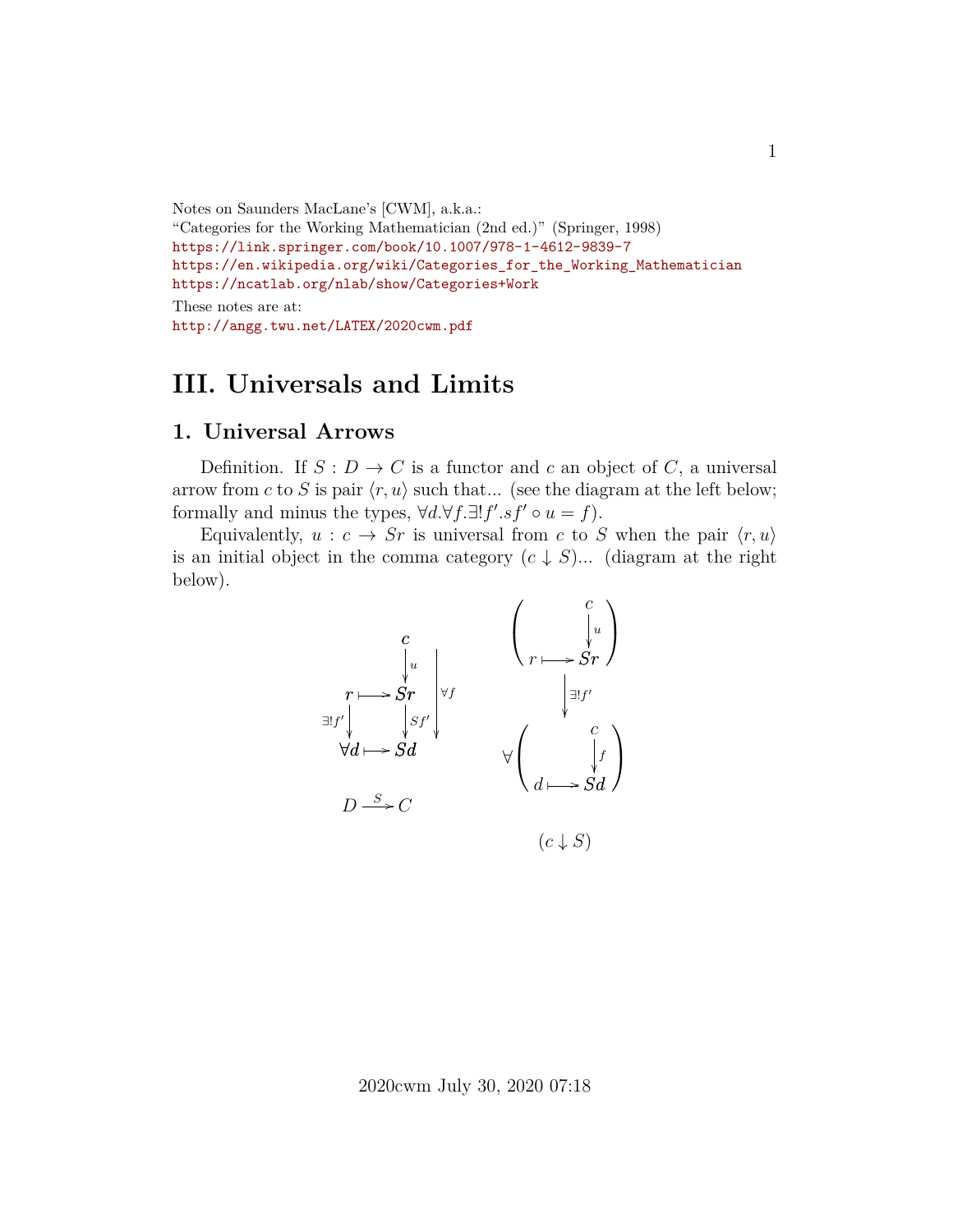Notes on Saunders MacLane's [CWM], a.k.a.:
"Categories for the Working Mathematician (2nd ed.)" (Springer, 1998)
https://link.springer.com/book/10.1007/978-1-4612-9839-7
https://en.wikipedia.org/wiki/Categories_for_the_Working_Mathematician
https://ncatlab.org/nlab/show/Categories+Work

These notes are at:
http://angg.twu.net/LATEX/2020cwm.pdf

# III. Universals and Limits

## 1. Universal Arrows

Definition. If $S : D \to C$ is a functor and $c$ an object of $C$, a universal arrow from $c$ to $S$ is pair $\langle r, u \rangle$ such that... (see the diagram at the left below; formally and minus the types, $\forall d. \forall f. \exists! f'. sf' \circ u = f$).

Equivalently, $u : c \to Sr$ is universal from $c$ to $S$ when the pair $\langle r, u \rangle$ is an initial object in the comma category $(c \downarrow S)$... (diagram at the right below).

$$
\begin{array}{ccc}
 & c & \\
 & \downarrow u & \\
r & \longmapsto Sr & \\
\exists! f' \downarrow & \downarrow Sf' & \downarrow \forall f \\
\forall d & \longmapsto Sd & \\
 & & \\
D & \xrightarrow{S} C &
\end{array}
\qquad
\begin{array}{c}
\left( \begin{array}{cc} & c \\ & \downarrow u \\ r \longmapsto & Sr \end{array} \right) \\
\downarrow \exists! f' \\
\forall \left( \begin{array}{cc} & c \\ & \downarrow f \\ d \longmapsto & Sd \end{array} \right) \\
 \\
(c \downarrow S)
\end{array}
$$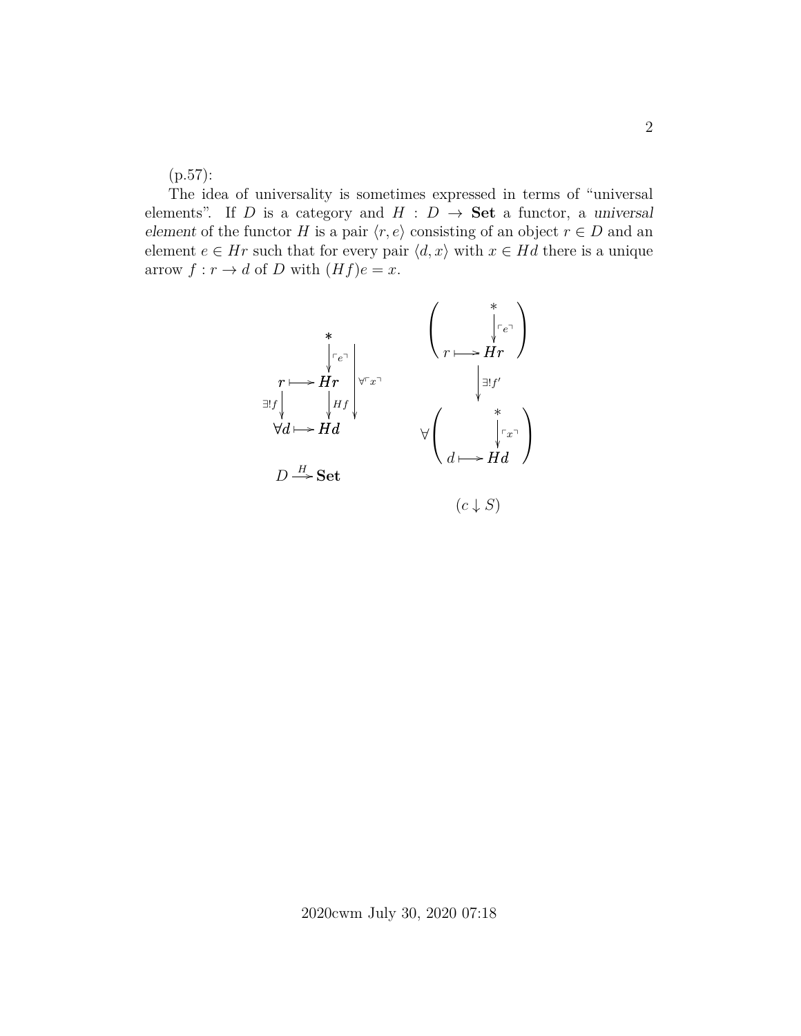(p.57):

The idea of universality is sometimes expressed in terms of "universal elements". If $D$ is a category and $H : D \to \mathbf{Set}$ a functor, a *universal element* of the functor $H$ is a pair $\langle r, e \rangle$ consisting of an object $r \in D$ and an element $e \in Hr$ such that for every pair $\langle d, x \rangle$ with $x \in Hd$ there is a unique arrow $f : r \to d$ of $D$ with $(Hf)e = x$.

$$
\begin{array}{ccc}
 & * & \\
 & \downarrow \ulcorner e \urcorner & \\
r \longmapsto & Hr & \\
\exists! f \downarrow & \downarrow Hf & \downarrow \forall \ulcorner x \urcorner \\
\forall d \longmapsto & Hd &
\end{array}
\qquad\qquad
\begin{array}{c}
\left( \begin{array}{cc} & * \\ & \downarrow \ulcorner e \urcorner \\ r \longmapsto & Hr \end{array} \right) \\
\downarrow \exists! f' \\
\forall \left( \begin{array}{cc} & * \\ & \downarrow \ulcorner x \urcorner \\ d \longmapsto & Hd \end{array} \right)
\end{array}
$$

$D \xrightarrow{H} \mathbf{Set}$ $\qquad\qquad$ $(c \downarrow S)$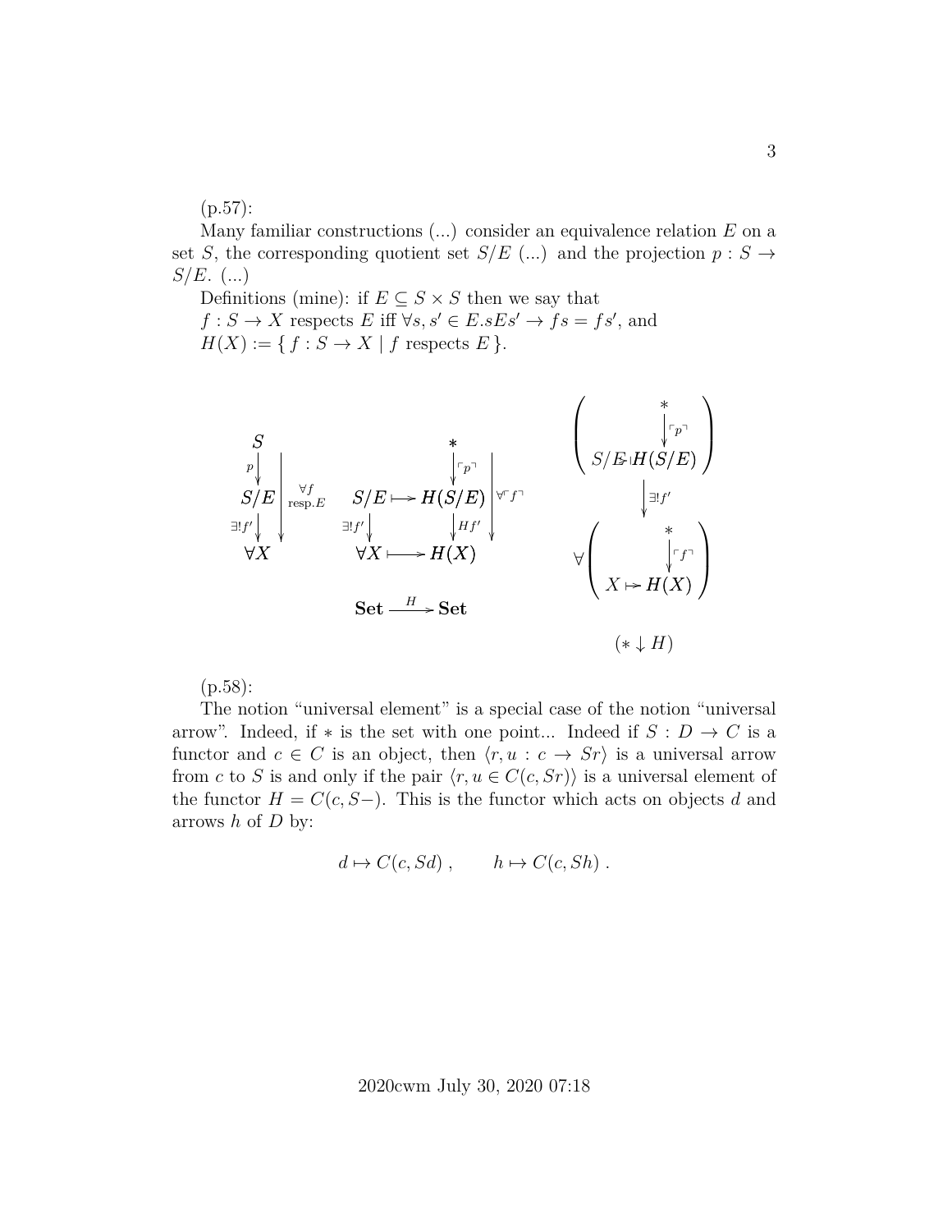(p.57):

Many familiar constructions (...) consider an equivalence relation $E$ on a set $S$, the corresponding quotient set $S/E$ (...) and the projection $p : S \to S/E$. (...)

Definitions (mine): if $E \subseteq S \times S$ then we say that
$f : S \to X$ respects $E$ iff $\forall s, s' \in E. sEs' \to fs = fs'$, and
$H(X) := \{ f : S \to X \mid f \text{ respects } E \}$.

$$
\begin{array}{ccc}
S & & \\
\downarrow p & & \\
S/E & \Big| \; \forall f \text{ resp.} E & \\
\downarrow \exists! f' & & \\
\forall X & &
\end{array}
\qquad
\begin{array}{ccc}
 & * & \\
 & \downarrow \ulcorner p \urcorner & \\
S/E \mapsto & H(S/E) & \Big| \; \forall \ulcorner f \urcorner \\
\downarrow \exists! f' & \downarrow Hf' & \\
\forall X \longmapsto & H(X) &
\end{array}
\qquad
\begin{array}{c}
\left( \begin{array}{c} * \\ \downarrow \ulcorner p \urcorner \\ S/E \mapsto H(S/E) \end{array} \right) \\
\downarrow \exists! f' \\
\forall \left( \begin{array}{c} * \\ \downarrow \ulcorner f \urcorner \\ X \mapsto H(X) \end{array} \right)
\end{array}
$$

$$\mathbf{Set} \xrightarrow{H} \mathbf{Set} \qquad\qquad (* \downarrow H)$$

(p.58):

The notion "universal element" is a special case of the notion "universal arrow". Indeed, if $*$ is the set with one point... Indeed if $S : D \to C$ is a functor and $c \in C$ is an object, then $\langle r, u : c \to Sr \rangle$ is a universal arrow from $c$ to $S$ is and only if the pair $\langle r, u \in C(c, Sr) \rangle$ is a universal element of the functor $H = C(c, S-)$. This is the functor which acts on objects $d$ and arrows $h$ of $D$ by:

$$d \mapsto C(c, Sd) , \qquad h \mapsto C(c, Sh) .$$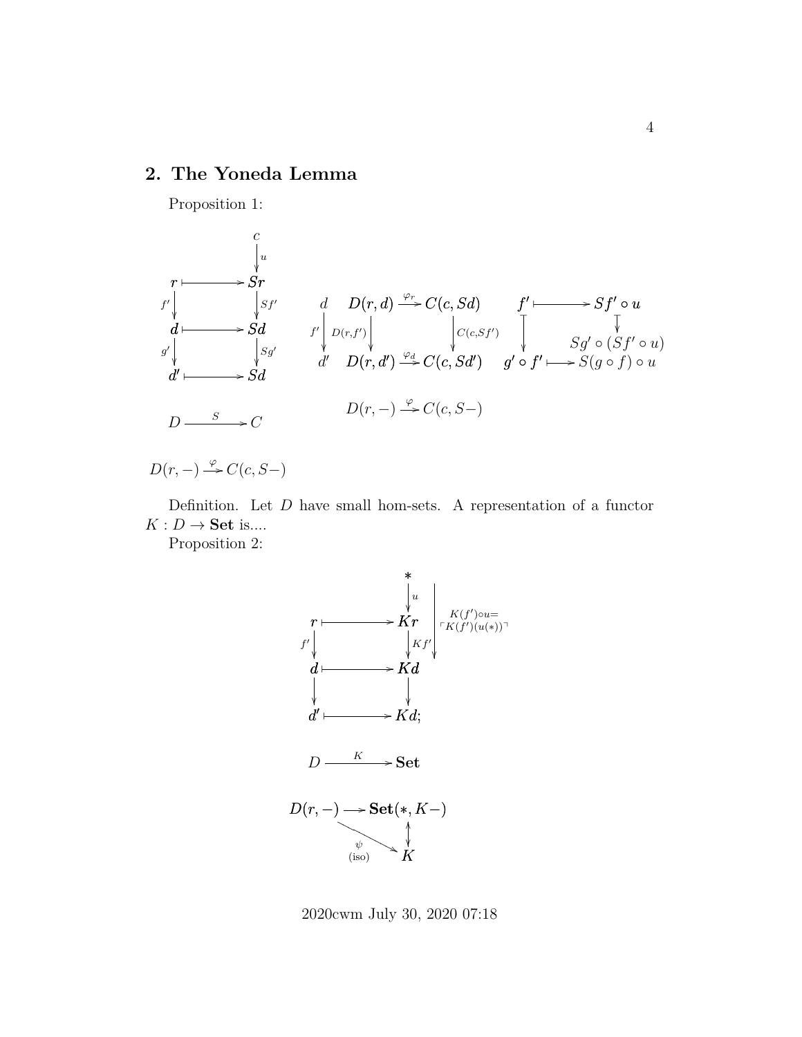## 2. The Yoneda Lemma

Proposition 1:

$$
\begin{array}{ccc}
 & & c \\
 & & \downarrow{\scriptstyle u} \\
r & \longmapsto & Sr \\
{\scriptstyle f'}\downarrow & & \downarrow{\scriptstyle Sf'} \\
d & \longmapsto & Sd \\
{\scriptstyle g'}\downarrow & & \downarrow{\scriptstyle Sg'} \\
d' & \longmapsto & Sd
\end{array}
\qquad
\begin{array}{cccccc}
d & D(r,d) & \xrightarrow{\varphi_r} & C(c,Sd) & f' \longmapsto & Sf' \circ u \\
{\scriptstyle f'}\downarrow & \downarrow{\scriptstyle D(r,f')} & & \downarrow{\scriptstyle C(c,Sf')} & \downarrow & \downarrow \\
 & & & & & Sg' \circ (Sf' \circ u) \\
d' & D(r,d') & \xrightarrow{\varphi_d} & C(c,Sd') & g' \circ f' \longmapsto & S(g \circ f) \circ u
\end{array}
$$

$$D \xrightarrow{S} C \qquad\qquad D(r,-) \xrightarrow{\varphi} C(c,S-)$$

$$D(r,-) \xrightarrow{\varphi} C(c,S-)$$

Definition. Let $D$ have small hom-sets. A representation of a functor $K : D \to \mathbf{Set}$ is....

Proposition 2:

$$
\begin{array}{ccc}
 & & * \\
 & & \downarrow{\scriptstyle u} \\
r & \longmapsto & Kr \\
{\scriptstyle f'}\downarrow & & \downarrow{\scriptstyle Kf'} \\
d & \longmapsto & Kd \\
\downarrow & & \downarrow \\
d' & \longmapsto & Kd;
\end{array}
\qquad K(f') \circ u = \ulcorner K(f')(u(*)) \urcorner
$$

$$D \xrightarrow{K} \mathbf{Set}$$

$$
\begin{array}{ccc}
D(r,-) & \longrightarrow & \mathbf{Set}(*,K-) \\
 & \underset{\text{(iso)}}{\overset{\psi}{\searrow}} & \updownarrow \\
 & & K
\end{array}
$$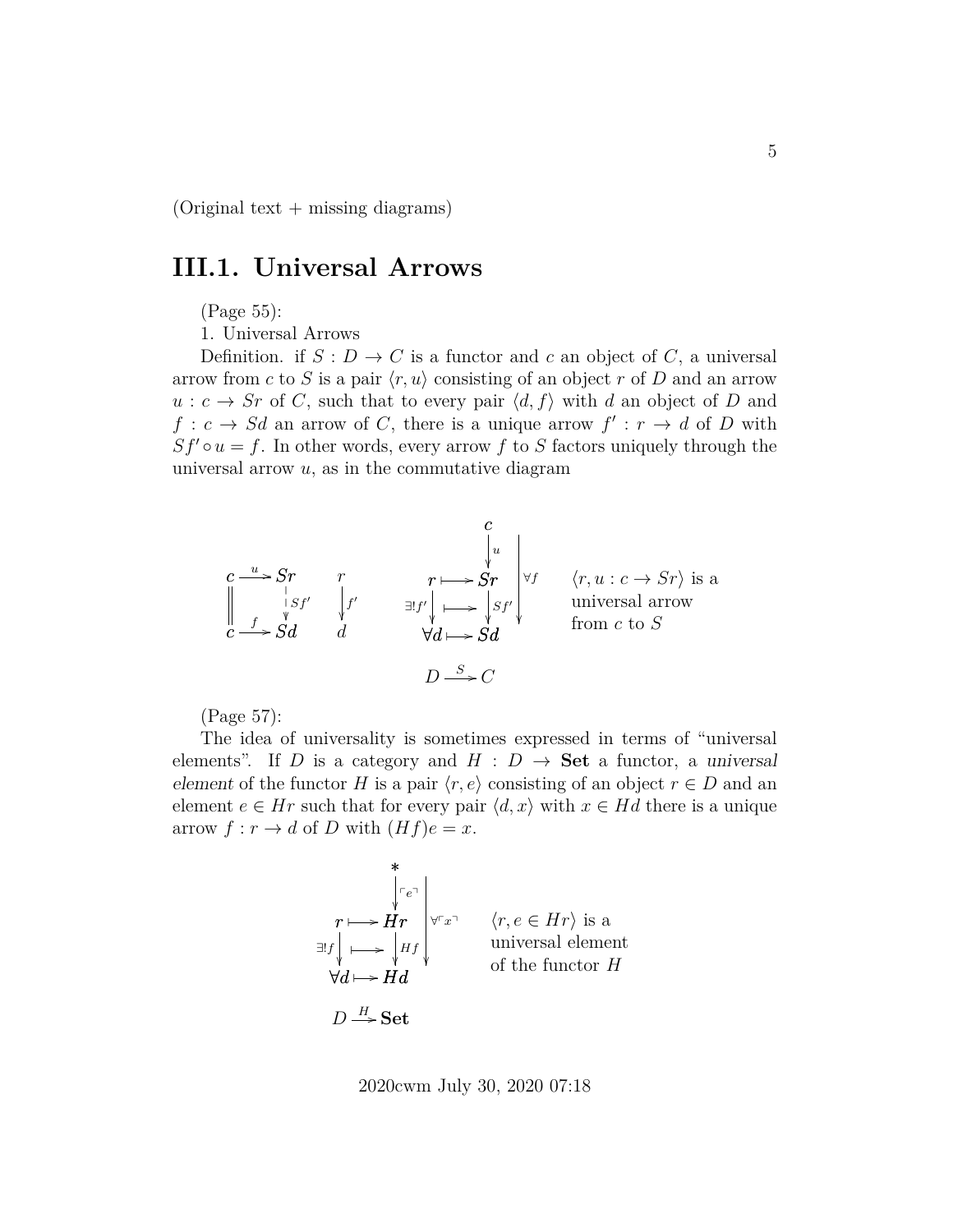(Original text + missing diagrams)

# III.1. Universal Arrows

(Page 55):

1. Universal Arrows

Definition. if $S : D \to C$ is a functor and $c$ an object of $C$, a universal arrow from $c$ to $S$ is a pair $\langle r, u \rangle$ consisting of an object $r$ of $D$ and an arrow $u : c \to Sr$ of $C$, such that to every pair $\langle d, f \rangle$ with $d$ an object of $D$ and $f : c \to Sd$ an arrow of $C$, there is a unique arrow $f' : r \to d$ of $D$ with $Sf' \circ u = f$. In other words, every arrow $f$ to $S$ factors uniquely through the universal arrow $u$, as in the commutative diagram

$$
\begin{array}{ccc}
c & \xrightarrow{u} & Sr \\
\| & & \downarrow{\scriptstyle Sf'} \\
c & \xrightarrow{f} & Sd
\end{array}
\qquad
\begin{array}{c}
r \\
\downarrow{\scriptstyle f'} \\
d
\end{array}
\qquad
\begin{array}{ccc}
 & & c \\
 & & \downarrow{\scriptstyle u} \\
r & \longmapsto & Sr \\
{\scriptstyle \exists! f'}\downarrow & \longmapsto & \downarrow{\scriptstyle Sf'} \\
\forall d & \longmapsto & Sd
\end{array}
\ \ \forall f
\qquad
\langle r, u : c \to Sr \rangle \text{ is a universal arrow from } c \text{ to } S
$$

$$D \xrightarrow{S} C$$

(Page 57):

The idea of universality is sometimes expressed in terms of "universal elements". If $D$ is a category and $H : D \to \mathbf{Set}$ a functor, a *universal element* of the functor $H$ is a pair $\langle r, e \rangle$ consisting of an object $r \in D$ and an element $e \in Hr$ such that for every pair $\langle d, x \rangle$ with $x \in Hd$ there is a unique arrow $f : r \to d$ of $D$ with $(Hf)e = x$.

$$
\begin{array}{ccc}
 & & * \\
 & & \downarrow{\scriptstyle \ulcorner e \urcorner} \\
r & \longmapsto & Hr \\
{\scriptstyle \exists! f}\downarrow & \longmapsto & \downarrow{\scriptstyle Hf} \\
\forall d & \longmapsto & Hd
\end{array}
\ \ \forall \ulcorner x \urcorner
\qquad
\langle r, e \in Hr \rangle \text{ is a universal element of the functor } H
$$

$$D \xrightarrow{H} \mathbf{Set}$$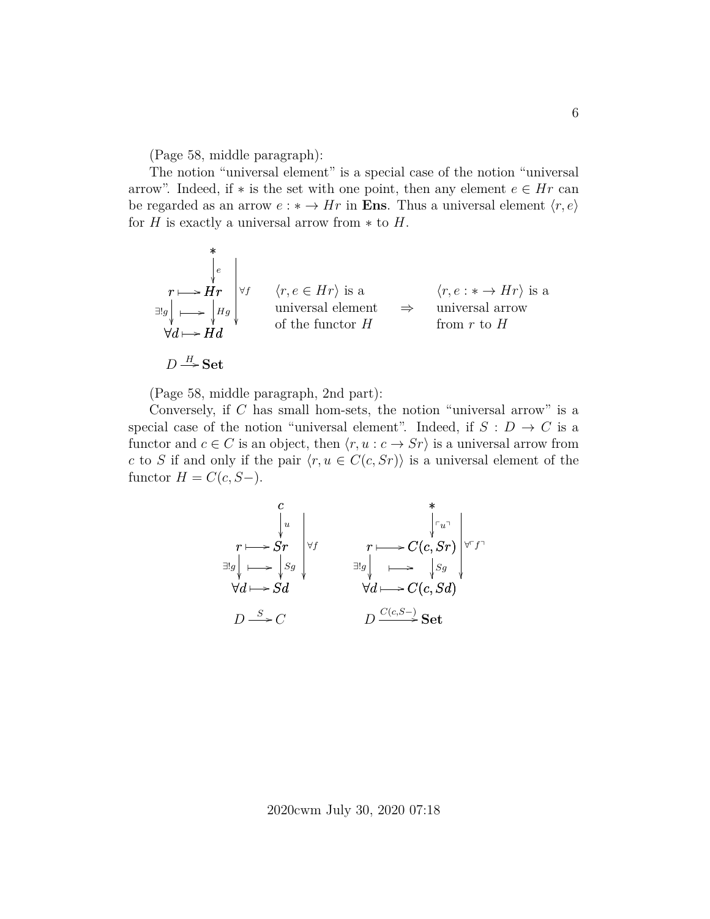(Page 58, middle paragraph):

The notion "universal element" is a special case of the notion "universal arrow". Indeed, if $*$ is the set with one point, then any element $e \in Hr$ can be regarded as an arrow $e : * \to Hr$ in **Ens**. Thus a universal element $\langle r, e \rangle$ for $H$ is exactly a universal arrow from $*$ to $H$.

$$
\begin{array}{ccc}
 & * & \\
 & \downarrow e & \\
r \longmapsto & Hr & \Big\downarrow \forall f \\
\exists! g \downarrow \quad \longmapsto & \downarrow Hg & \\
\forall d \longmapsto & Hd & \\
\end{array}
\qquad
D \xrightarrow{H} \mathbf{Set}
$$

$\langle r, e \in Hr \rangle$ is a universal element of the functor $H$ $\quad\Rightarrow\quad$ $\langle r, e : * \to Hr \rangle$ is a universal arrow from $r$ to $H$

(Page 58, middle paragraph, 2nd part):

Conversely, if $C$ has small hom-sets, the notion "universal arrow" is a special case of the notion "universal element". Indeed, if $S : D \to C$ is a functor and $c \in C$ is an object, then $\langle r, u : c \to Sr \rangle$ is a universal arrow from $c$ to $S$ if and only if the pair $\langle r, u \in C(c, Sr) \rangle$ is a universal element of the functor $H = C(c, S-)$.

$$
\begin{array}{ccc}
 & c & \\
 & \downarrow u & \\
r \longmapsto & Sr & \Big\downarrow \forall f \\
\exists! g \downarrow \quad \longmapsto & \downarrow Sg & \\
\forall d \longmapsto & Sd & \\
\end{array}
\qquad
\begin{array}{ccc}
 & * & \\
 & \downarrow \ulcorner u \urcorner & \\
r \longmapsto & C(c, Sr) & \Big\downarrow \forall \ulcorner f \urcorner \\
\exists! g \downarrow \quad \longmapsto & \downarrow Sg & \\
\forall d \longmapsto & C(c, Sd) & \\
\end{array}
$$

$$
D \xrightarrow{S} C \qquad\qquad D \xrightarrow{C(c, S-)} \mathbf{Set}
$$

2020cwm July 30, 2020 07:18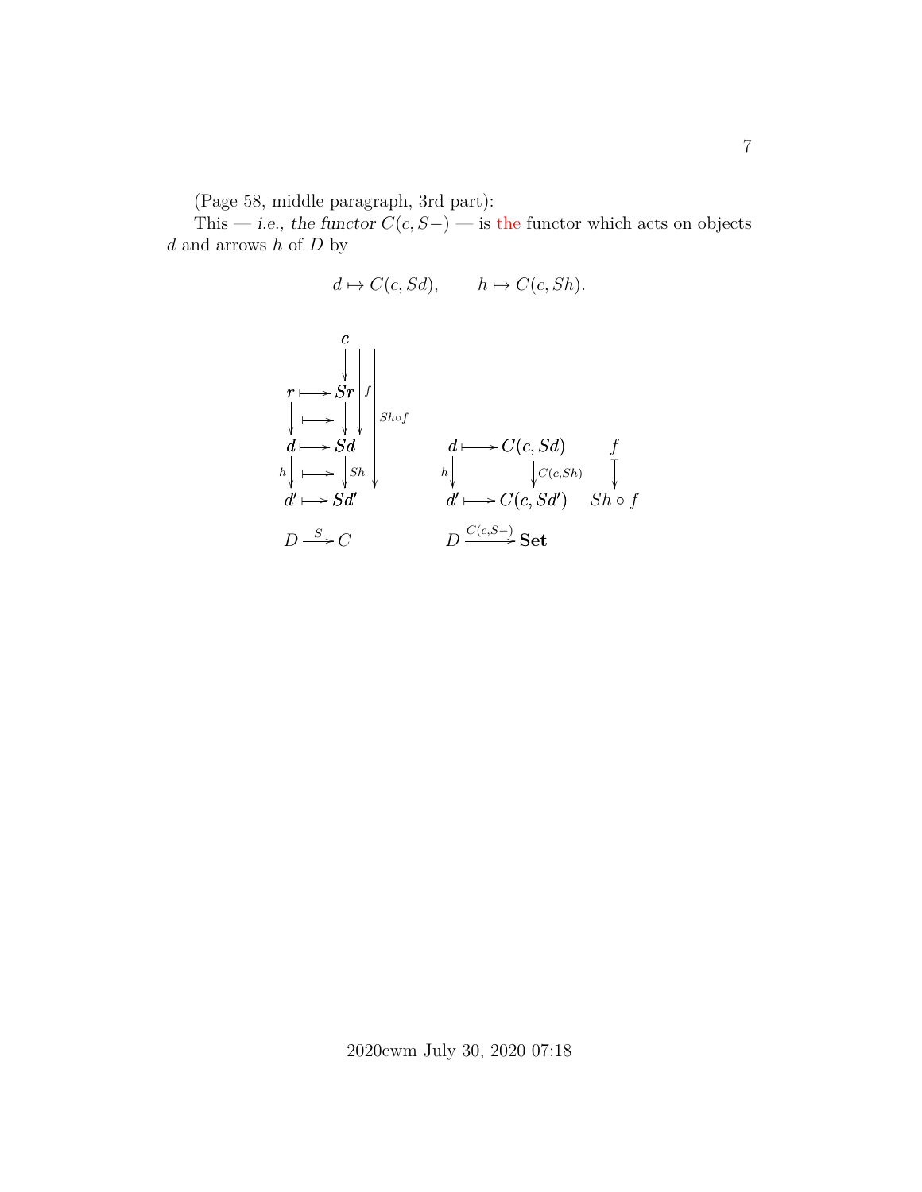(Page 58, middle paragraph, 3rd part):

This — *i.e., the functor* $C(c, S-)$ — is the functor which acts on objects $d$ and arrows $h$ of $D$ by

$$d \mapsto C(c, Sd), \qquad h \mapsto C(c, Sh).$$

$$
\begin{array}{ccccc}
 & c & & & \\
 & \downarrow & & & \\
r \longmapsto & Sr & f & & \\
\downarrow \quad \longmapsto & \downarrow & \downarrow & Sh \circ f & \\
d \longmapsto & Sd & & & \\
h \downarrow \quad \longmapsto & \downarrow Sh & & \downarrow & \\
d' \longmapsto & Sd' & & & \\
 & & & & \\
D \xrightarrow{S} C & & & &
\end{array}
\qquad
\begin{array}{ccc}
d \longmapsto C(c, Sd) & & f \\
h \downarrow \qquad \downarrow C(c,Sh) & & \downarrow \\
d' \longmapsto C(c, Sd') & & Sh \circ f \\
 & & \\
D \xrightarrow{C(c,S-)} \mathbf{Set} & &
\end{array}
$$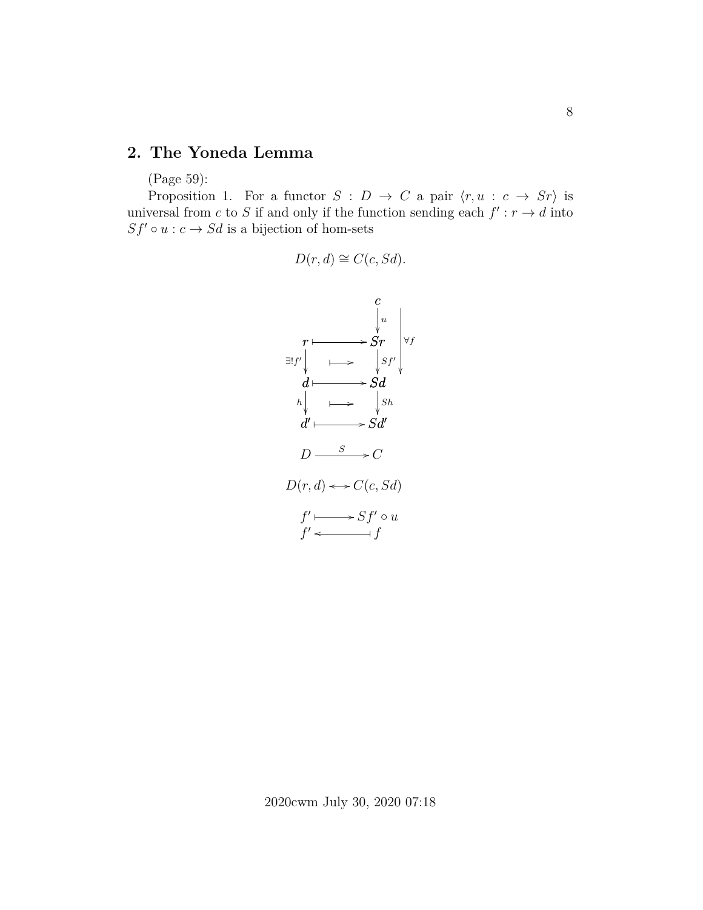## 2. The Yoneda Lemma

(Page 59):

Proposition 1. For a functor $S : D \to C$ a pair $\langle r, u : c \to Sr \rangle$ is universal from $c$ to $S$ if and only if the function sending each $f' : r \to d$ into $Sf' \circ u : c \to Sd$ is a bijection of hom-sets

$$D(r, d) \cong C(c, Sd).$$

$$\begin{array}{ccc}
 & & c \\
 & & \downarrow u \\
r & \longmapsto & Sr \\
\exists! f' \downarrow & \longmapsto & \downarrow Sf' \\
d & \longmapsto & Sd \\
h \downarrow & \longmapsto & \downarrow Sh \\
d' & \longmapsto & Sd'
\end{array}
\qquad \forall f : c \to Sd$$

$$D \xrightarrow{S} C$$

$$D(r, d) \longleftrightarrow C(c, Sd)$$

$$f' \longmapsto Sf' \circ u$$
$$f' \longleftarrow f$$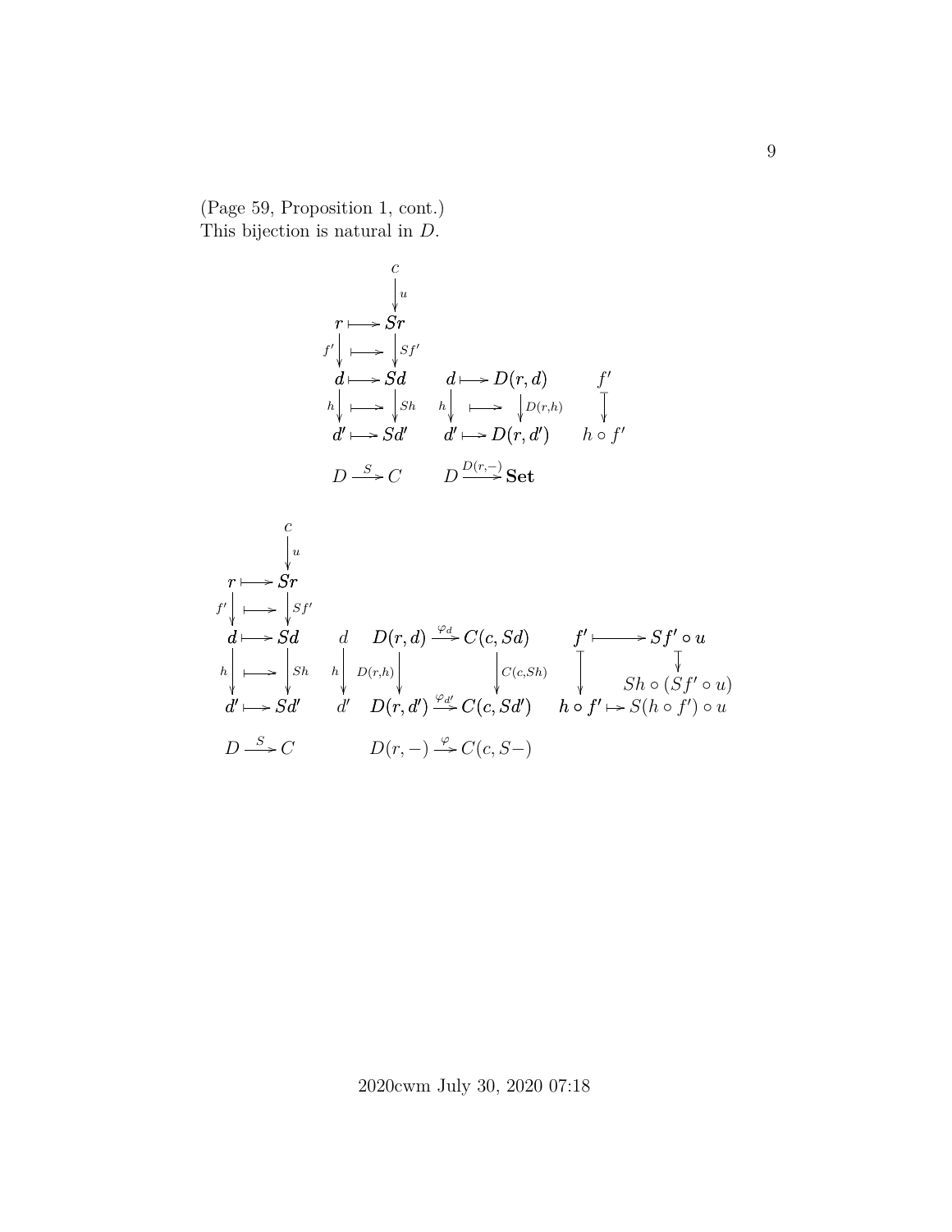(Page 59, Proposition 1, cont.)
This bijection is natural in $D$.

$$
\begin{array}{ccccccc}
 & & c & & & & \\
 & & \downarrow u & & & & \\
r & \longmapsto & Sr & & & & \\
f' \downarrow & \longmapsto & \downarrow Sf' & & & & \\
d & \longmapsto & Sd & d \longmapsto D(r,d) & & & f' \\
h \downarrow & \longmapsto & \downarrow Sh & h \downarrow \quad \longmapsto \quad \downarrow D(r,h) & & & \downarrow \\
d' & \longmapsto & Sd' & d' \longmapsto D(r,d') & & & h \circ f'
\end{array}
$$

$$
D \xrightarrow{S} C \qquad D \xrightarrow{D(r,-)} \mathbf{Set}
$$

$$
\begin{array}{ccccccc}
 & & c & & & & \\
 & & \downarrow u & & & & \\
r & \longmapsto & Sr & & & & \\
f' \downarrow & \longmapsto & \downarrow Sf' & & & & \\
d & \longmapsto & Sd & d \quad D(r,d) \xrightarrow{\varphi_d} C(c,Sd) & & f' \longmapsto & Sf' \circ u \\
h \downarrow & \longmapsto & \downarrow Sh & h \downarrow \quad D(r,h) \downarrow \qquad\qquad \downarrow C(c,Sh) & & \downarrow & \downarrow \\
 & & & & & & Sh \circ (Sf' \circ u) \\
d' & \longmapsto & Sd' & d' \quad D(r,d') \xrightarrow{\varphi_{d'}} C(c,Sd') & & h \circ f' \longmapsto & S(h \circ f') \circ u
\end{array}
$$

$$
D \xrightarrow{S} C \qquad D(r,-) \xrightarrow{\varphi} C(c,S-)
$$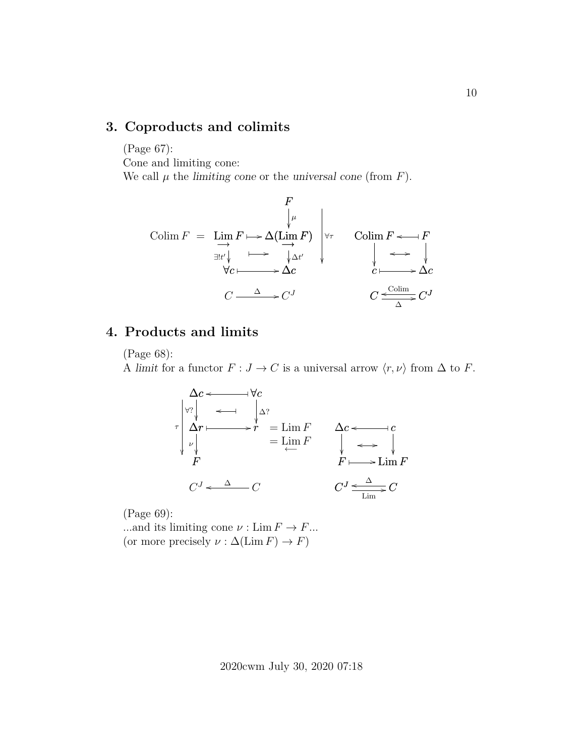## 3. Coproducts and colimits

(Page 67):
Cone and limiting cone:
We call $\mu$ the *limiting cone* or the *universal cone* (from $F$).

$$
\begin{array}{ccccccccc}
 & & & & F & & & & \\
 & & & & \downarrow \mu & & & & \\
\operatorname{Colim} F & = & \varinjlim F & \longmapsto & \Delta(\varinjlim F) & \Bigg\downarrow \forall\tau & \operatorname{Colim} F & \longleftarrow\!\shortmid & F \\
 & & \exists! t' \downarrow & \longmapsto & \downarrow \Delta t' & & \downarrow & \longleftrightarrow & \downarrow \\
 & & \forall c & \longmapsto & \Delta c & & c & \longmapsto & \Delta c \\
 & & C & \xrightarrow{\Delta} & C^J & & C & \underset{\Delta}{\overset{\operatorname{Colim}}{\rightleftarrows}} & C^J
\end{array}
$$

## 4. Products and limits

(Page 68):
A *limit* for a functor $F : J \to C$ is a universal arrow $\langle r, \nu \rangle$ from $\Delta$ to $F$.

$$
\begin{array}{ccccccccc}
 & \Delta c & \longleftarrow\!\shortmid & \forall c & & \Delta c & \longleftarrow\!\shortmid & c \\
 & \forall ? \downarrow & \longleftarrow\!\shortmid & \downarrow \Delta ? & & & & \\
\tau & \Delta r & \longmapsto & r & = \operatorname{Lim} F & \downarrow & \longleftrightarrow & \downarrow \\
 & \nu \downarrow & & & = \varprojlim F & & & \\
 & F & & & & F & \longmapsto & \operatorname{Lim} F \\
 & C^J & \xleftarrow{\Delta} & C & & C^J & \underset{\operatorname{Lim}}{\overset{\Delta}{\rightleftarrows}} & C
\end{array}
$$

(Page 69):
...and its limiting cone $\nu : \operatorname{Lim} F \to F$...
(or more precisely $\nu : \Delta(\operatorname{Lim} F) \to F$)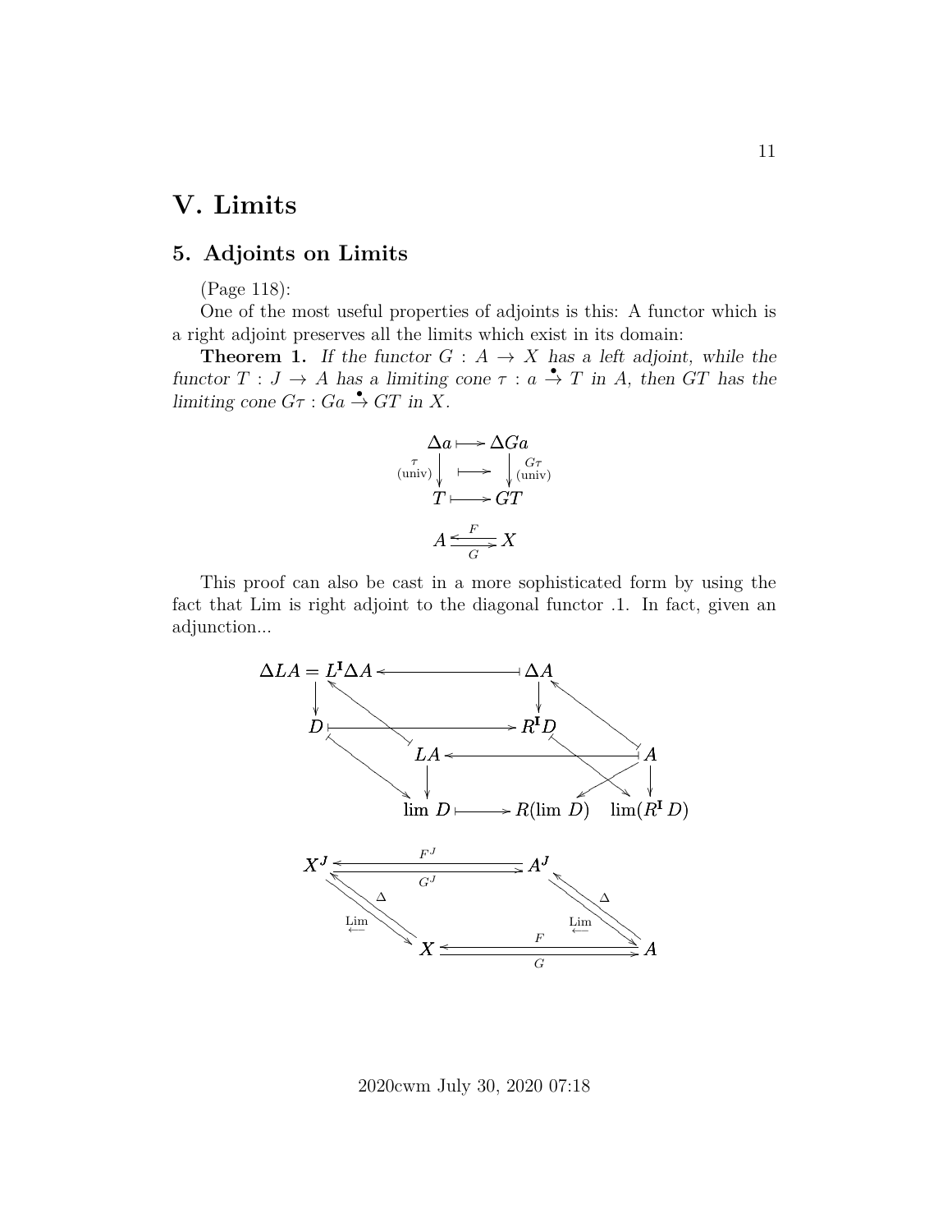# V. Limits

## 5. Adjoints on Limits

(Page 118):

One of the most useful properties of adjoints is this: A functor which is a right adjoint preserves all the limits which exist in its domain:

**Theorem 1.** *If the functor $G : A \to X$ has a left adjoint, while the functor $T : J \to A$ has a limiting cone $\tau : a \overset{\bullet}{\to} T$ in $A$, then $GT$ has the limiting cone $G\tau : Ga \overset{\bullet}{\to} GT$ in $X$.*

$$\begin{array}{ccc}
\Delta a & \longmapsto & \Delta Ga \\
{\scriptstyle \tau \,(\text{univ})} \downarrow & \longmapsto & \downarrow {\scriptstyle G\tau \,(\text{univ})} \\
T & \longmapsto & GT
\end{array}$$

$$A \underset{G}{\overset{F}{\rightleftarrows}} X$$

This proof can also be cast in a more sophisticated form by using the fact that Lim is right adjoint to the diagonal functor .1. In fact, given an adjunction...

$$\begin{array}{ccccc}
\Delta LA = L^{\mathbf{I}}\Delta A & \longleftarrow & & \Delta A & \\
\downarrow & & & \downarrow & \\
D & \longmapsto & & R^{\mathbf{I}}D & \\
& & LA & \longleftarrow & A \\
& & \downarrow & & \downarrow \\
& & \lim D \longmapsto R(\lim D) & & \lim(R^{\mathbf{I}}D)
\end{array}$$

$$\begin{array}{ccc}
X^J & \underset{G^J}{\overset{F^J}{\rightleftarrows}} & A^J \\
{\scriptstyle \text{Lim}} \updownarrow {\scriptstyle \Delta} & & {\scriptstyle \text{Lim}} \updownarrow {\scriptstyle \Delta} \\
X & \underset{G}{\overset{F}{\rightleftarrows}} & A
\end{array}$$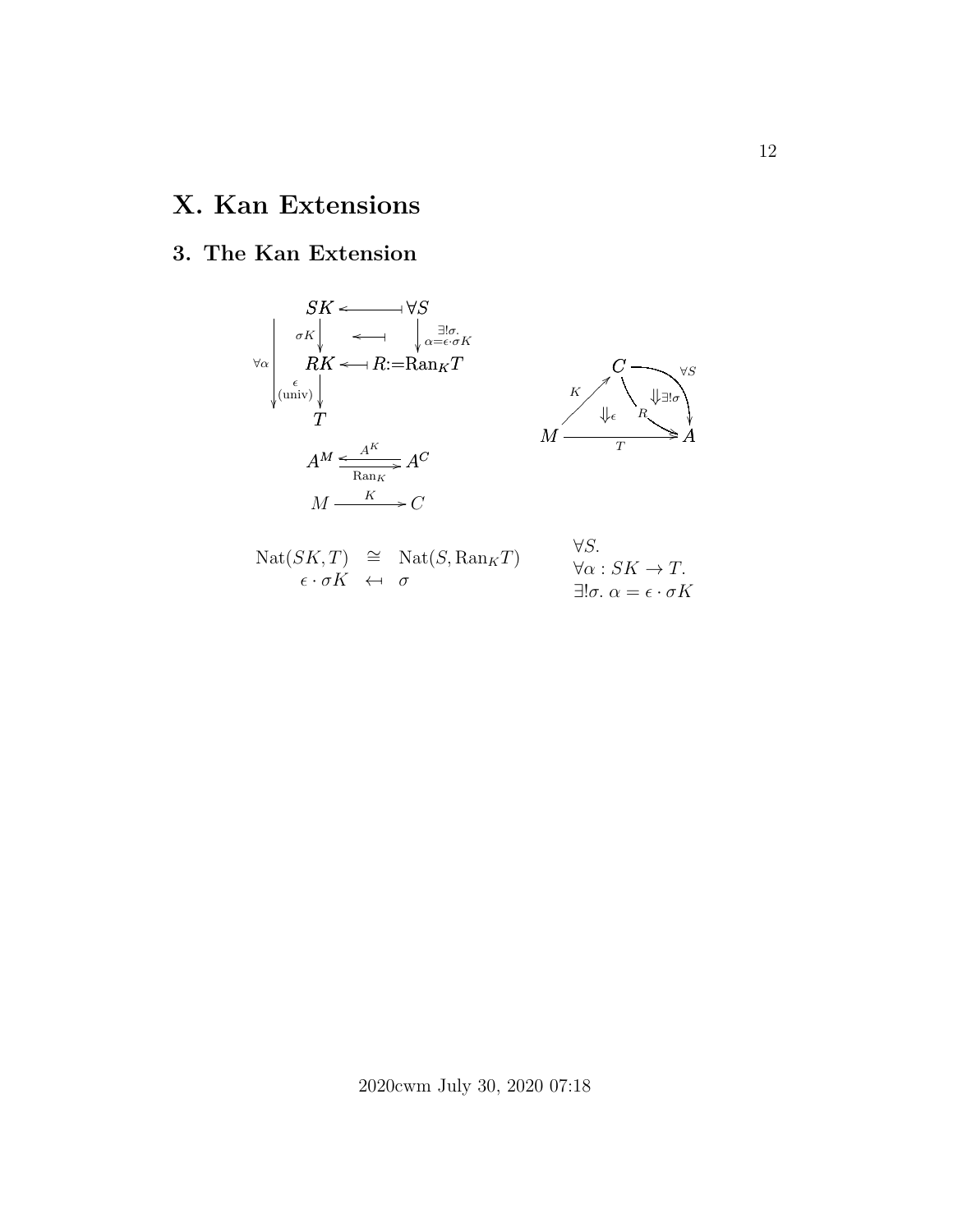# X. Kan Extensions

## 3. The Kan Extension

$$
\begin{array}{ccc}
SK & \longleftarrow & \forall S \\
\downarrow \sigma K & \longleftarrow & \downarrow {\scriptstyle \exists!\sigma.\ \alpha=\epsilon\cdot\sigma K} \\
RK & \longleftarrow & R := \mathrm{Ran}_K T \\
\downarrow {\scriptstyle \epsilon\ (\mathrm{univ})} & & \\
T & &
\end{array}
\qquad \forall\alpha : SK \to T
$$

$$A^M \underset{\mathrm{Ran}_K}{\overset{A^K}{\rightleftarrows}} A^C$$

$$M \xrightarrow{K} C$$

$$
\begin{array}{c}
C \\
\nearrow K \qquad \searrow R,\ \forall S \\
M \xrightarrow{\quad T \quad} A
\end{array}
\qquad \Downarrow\epsilon \qquad \Downarrow\exists!\sigma
$$

$$
\begin{array}{rcl}
\mathrm{Nat}(SK, T) & \cong & \mathrm{Nat}(S, \mathrm{Ran}_K T) \\
\epsilon \cdot \sigma K & \leftarrow\!\shortmid & \sigma
\end{array}
$$

$\forall S.$
$\forall \alpha : SK \to T.$
$\exists! \sigma.\ \alpha = \epsilon \cdot \sigma K$